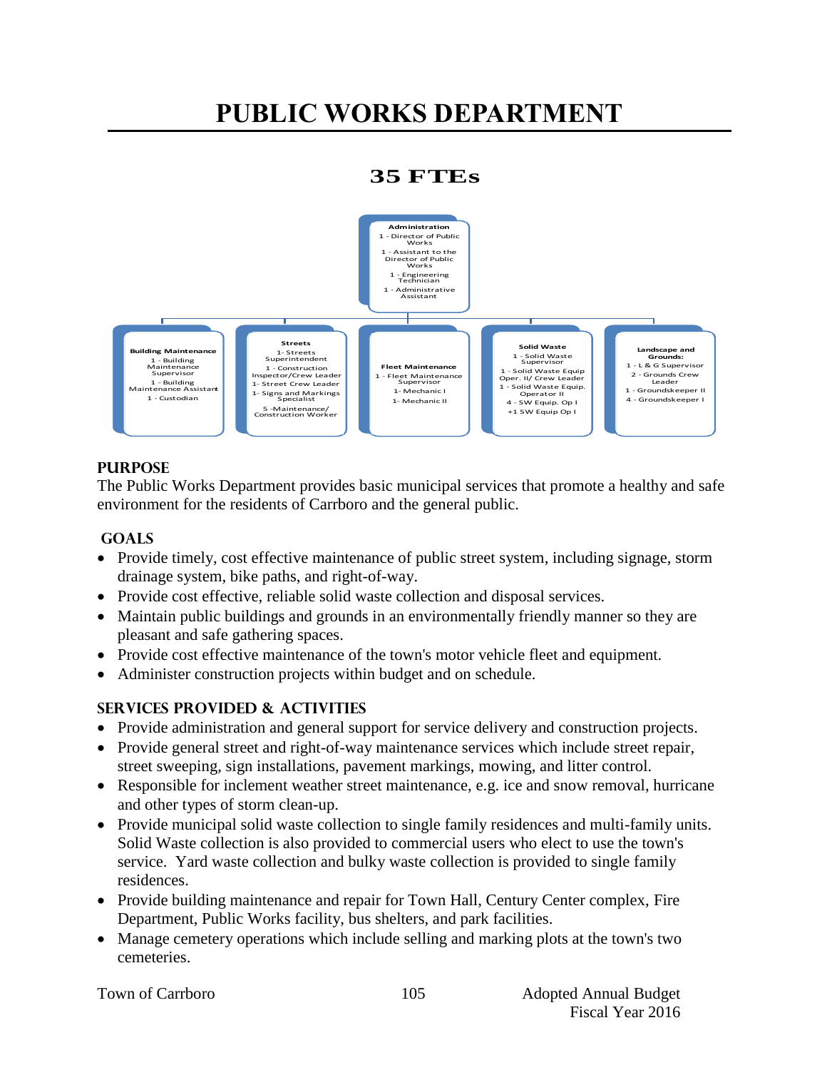# PUBLIC WORKS DEPARTMENT

## 35 FTEs

**Administration**
1 - Director of Public Works
1 - Assistant to the Director of Public Works
1 - Engineering Technician
1 - Administrative Assistant

**Building Maintenance**
1 - Building Maintenance Supervisor
1 - Building Maintenance Assistant
1 - Custodian

**Streets**
1- Streets Superintendent
1 - Construction Inspector/Crew Leader
1- Street Crew Leader
1- Signs and Markings Specialist
5 -Maintenance/ Construction Worker

**Fleet Maintenance**
1 - Fleet Maintenance Supervisor
1- Mechanic I
1- Mechanic II

**Solid Waste**
1 - Solid Waste Supervisor
1 - Solid Waste Equip Oper. II/ Crew Leader
1 - Solid Waste Equip. Operator II
4 - SW Equip. Op I
+1 SW Equip Op I

**Landscape and Grounds:**
1 - L & G Supervisor
2 - Grounds Crew Leader
1 - Groundskeeper II
4 - Groundskeeper I

### PURPOSE

The Public Works Department provides basic municipal services that promote a healthy and safe environment for the residents of Carrboro and the general public.

### GOALS

- Provide timely, cost effective maintenance of public street system, including signage, storm drainage system, bike paths, and right-of-way.
- Provide cost effective, reliable solid waste collection and disposal services.
- Maintain public buildings and grounds in an environmentally friendly manner so they are pleasant and safe gathering spaces.
- Provide cost effective maintenance of the town's motor vehicle fleet and equipment.
- Administer construction projects within budget and on schedule.

### SERVICES PROVIDED & ACTIVITIES

- Provide administration and general support for service delivery and construction projects.
- Provide general street and right-of-way maintenance services which include street repair, street sweeping, sign installations, pavement markings, mowing, and litter control.
- Responsible for inclement weather street maintenance, e.g. ice and snow removal, hurricane and other types of storm clean-up.
- Provide municipal solid waste collection to single family residences and multi-family units. Solid Waste collection is also provided to commercial users who elect to use the town's service. Yard waste collection and bulky waste collection is provided to single family residences.
- Provide building maintenance and repair for Town Hall, Century Center complex, Fire Department, Public Works facility, bus shelters, and park facilities.
- Manage cemetery operations which include selling and marking plots at the town's two cemeteries.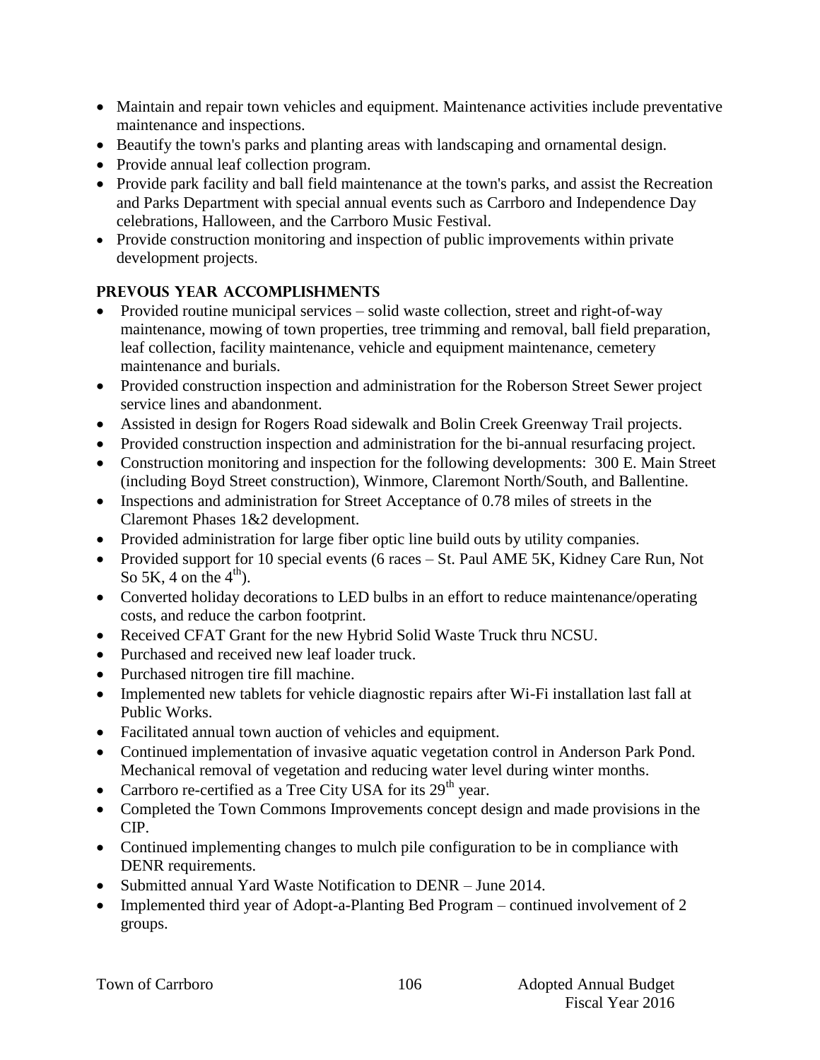- Maintain and repair town vehicles and equipment. Maintenance activities include preventative maintenance and inspections.
- Beautify the town's parks and planting areas with landscaping and ornamental design.
- Provide annual leaf collection program.
- Provide park facility and ball field maintenance at the town's parks, and assist the Recreation and Parks Department with special annual events such as Carrboro and Independence Day celebrations, Halloween, and the Carrboro Music Festival.
- Provide construction monitoring and inspection of public improvements within private development projects.

## PREVOUS YEAR ACCOMPLISHMENTS

- Provided routine municipal services – solid waste collection, street and right-of-way maintenance, mowing of town properties, tree trimming and removal, ball field preparation, leaf collection, facility maintenance, vehicle and equipment maintenance, cemetery maintenance and burials.
- Provided construction inspection and administration for the Roberson Street Sewer project service lines and abandonment.
- Assisted in design for Rogers Road sidewalk and Bolin Creek Greenway Trail projects.
- Provided construction inspection and administration for the bi-annual resurfacing project.
- Construction monitoring and inspection for the following developments: 300 E. Main Street (including Boyd Street construction), Winmore, Claremont North/South, and Ballentine.
- Inspections and administration for Street Acceptance of 0.78 miles of streets in the Claremont Phases 1&2 development.
- Provided administration for large fiber optic line build outs by utility companies.
- Provided support for 10 special events (6 races – St. Paul AME 5K, Kidney Care Run, Not So 5K, 4 on the 4th).
- Converted holiday decorations to LED bulbs in an effort to reduce maintenance/operating costs, and reduce the carbon footprint.
- Received CFAT Grant for the new Hybrid Solid Waste Truck thru NCSU.
- Purchased and received new leaf loader truck.
- Purchased nitrogen tire fill machine.
- Implemented new tablets for vehicle diagnostic repairs after Wi-Fi installation last fall at Public Works.
- Facilitated annual town auction of vehicles and equipment.
- Continued implementation of invasive aquatic vegetation control in Anderson Park Pond. Mechanical removal of vegetation and reducing water level during winter months.
- Carrboro re-certified as a Tree City USA for its 29th year.
- Completed the Town Commons Improvements concept design and made provisions in the CIP.
- Continued implementing changes to mulch pile configuration to be in compliance with DENR requirements.
- Submitted annual Yard Waste Notification to DENR – June 2014.
- Implemented third year of Adopt-a-Planting Bed Program – continued involvement of 2 groups.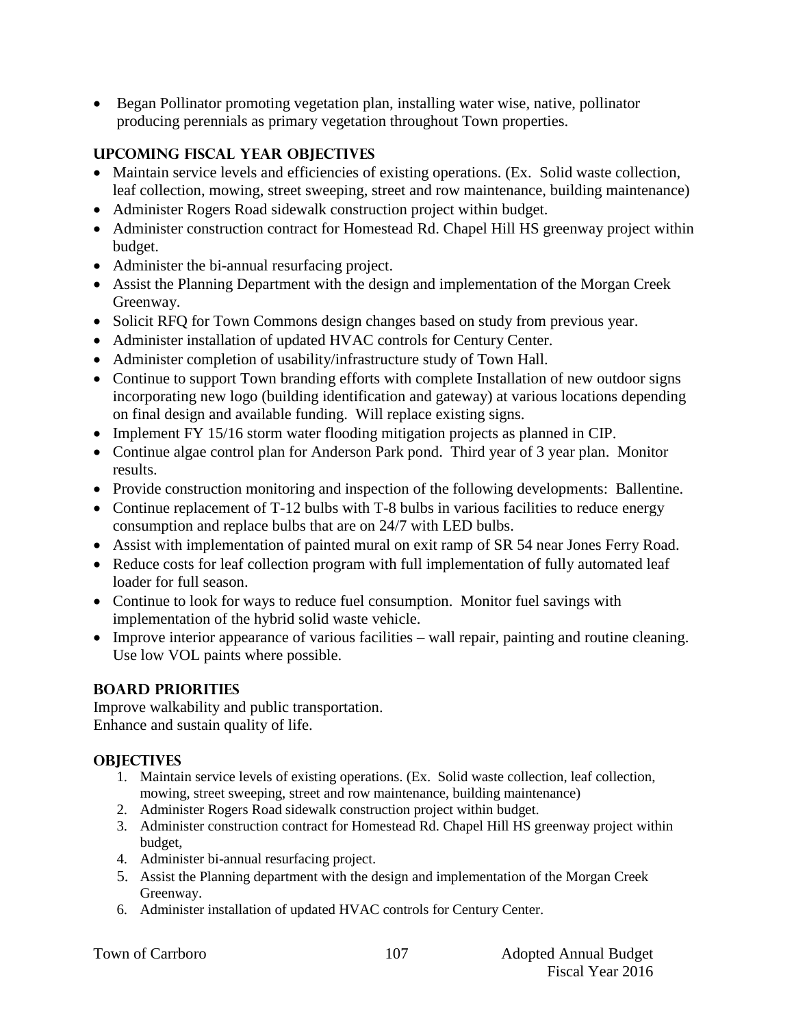- Began Pollinator promoting vegetation plan, installing water wise, native, pollinator producing perennials as primary vegetation throughout Town properties.

## UPCOMING FISCAL YEAR OBJECTIVES

- Maintain service levels and efficiencies of existing operations. (Ex. Solid waste collection, leaf collection, mowing, street sweeping, street and row maintenance, building maintenance)
- Administer Rogers Road sidewalk construction project within budget.
- Administer construction contract for Homestead Rd. Chapel Hill HS greenway project within budget.
- Administer the bi-annual resurfacing project.
- Assist the Planning Department with the design and implementation of the Morgan Creek Greenway.
- Solicit RFQ for Town Commons design changes based on study from previous year.
- Administer installation of updated HVAC controls for Century Center.
- Administer completion of usability/infrastructure study of Town Hall.
- Continue to support Town branding efforts with complete Installation of new outdoor signs incorporating new logo (building identification and gateway) at various locations depending on final design and available funding. Will replace existing signs.
- Implement FY 15/16 storm water flooding mitigation projects as planned in CIP.
- Continue algae control plan for Anderson Park pond. Third year of 3 year plan. Monitor results.
- Provide construction monitoring and inspection of the following developments: Ballentine.
- Continue replacement of T-12 bulbs with T-8 bulbs in various facilities to reduce energy consumption and replace bulbs that are on 24/7 with LED bulbs.
- Assist with implementation of painted mural on exit ramp of SR 54 near Jones Ferry Road.
- Reduce costs for leaf collection program with full implementation of fully automated leaf loader for full season.
- Continue to look for ways to reduce fuel consumption. Monitor fuel savings with implementation of the hybrid solid waste vehicle.
- Improve interior appearance of various facilities – wall repair, painting and routine cleaning. Use low VOL paints where possible.

## BOARD PRIORITIES

Improve walkability and public transportation.
Enhance and sustain quality of life.

## OBJECTIVES

1. Maintain service levels of existing operations. (Ex. Solid waste collection, leaf collection, mowing, street sweeping, street and row maintenance, building maintenance)
2. Administer Rogers Road sidewalk construction project within budget.
3. Administer construction contract for Homestead Rd. Chapel Hill HS greenway project within budget,
4. Administer bi-annual resurfacing project.
5. Assist the Planning department with the design and implementation of the Morgan Creek Greenway.
6. Administer installation of updated HVAC controls for Century Center.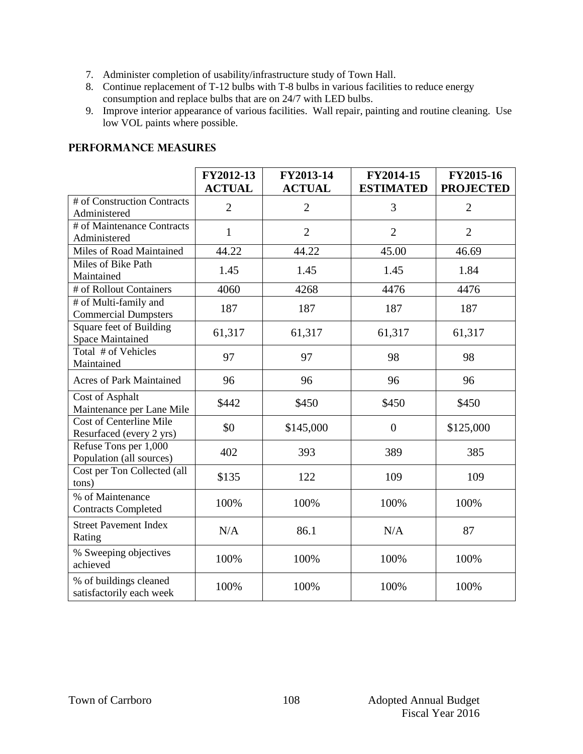7. Administer completion of usability/infrastructure study of Town Hall.
8. Continue replacement of T-12 bulbs with T-8 bulbs in various facilities to reduce energy consumption and replace bulbs that are on 24/7 with LED bulbs.
9. Improve interior appearance of various facilities. Wall repair, painting and routine cleaning. Use low VOL paints where possible.

## PERFORMANCE MEASURES

| | FY2012-13 ACTUAL | FY2013-14 ACTUAL | FY2014-15 ESTIMATED | FY2015-16 PROJECTED |
|---|---|---|---|---|
| # of Construction Contracts Administered | 2 | 2 | 3 | 2 |
| # of Maintenance Contracts Administered | 1 | 2 | 2 | 2 |
| Miles of Road Maintained | 44.22 | 44.22 | 45.00 | 46.69 |
| Miles of Bike Path Maintained | 1.45 | 1.45 | 1.45 | 1.84 |
| # of Rollout Containers | 4060 | 4268 | 4476 | 4476 |
| # of Multi-family and Commercial Dumpsters | 187 | 187 | 187 | 187 |
| Square feet of Building Space Maintained | 61,317 | 61,317 | 61,317 | 61,317 |
| Total # of Vehicles Maintained | 97 | 97 | 98 | 98 |
| Acres of Park Maintained | 96 | 96 | 96 | 96 |
| Cost of Asphalt Maintenance per Lane Mile | $442 | $450 | $450 | $450 |
| Cost of Centerline Mile Resurfaced (every 2 yrs) | $0 | $145,000 | 0 | $125,000 |
| Refuse Tons per 1,000 Population (all sources) | 402 | 393 | 389 | 385 |
| Cost per Ton Collected (all tons) | $135 | 122 | 109 | 109 |
| % of Maintenance Contracts Completed | 100% | 100% | 100% | 100% |
| Street Pavement Index Rating | N/A | 86.1 | N/A | 87 |
| % Sweeping objectives achieved | 100% | 100% | 100% | 100% |
| % of buildings cleaned satisfactorily each week | 100% | 100% | 100% | 100% |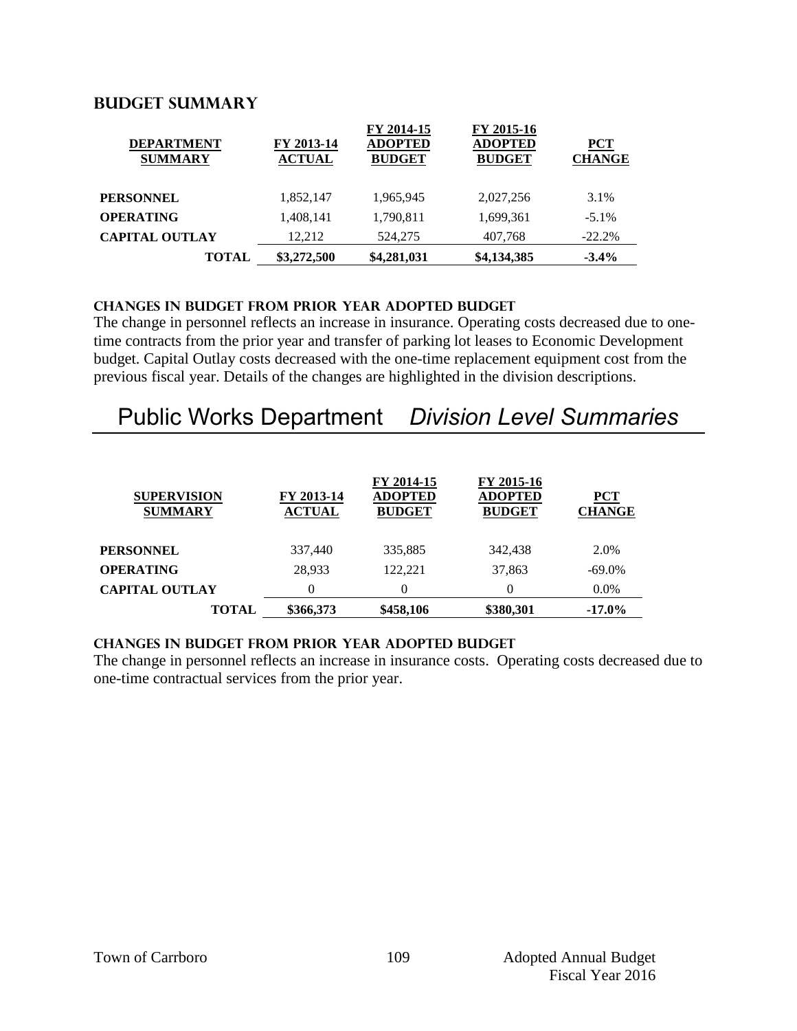## BUDGET SUMMARY

| DEPARTMENT SUMMARY | FY 2013-14 ACTUAL | FY 2014-15 ADOPTED BUDGET | FY 2015-16 ADOPTED BUDGET | PCT CHANGE |
|---|---|---|---|---|
| **PERSONNEL** | 1,852,147 | 1,965,945 | 2,027,256 | 3.1% |
| **OPERATING** | 1,408,141 | 1,790,811 | 1,699,361 | -5.1% |
| **CAPITAL OUTLAY** | 12,212 | 524,275 | 407,768 | -22.2% |
| **TOTAL** | **$3,272,500** | **$4,281,031** | **$4,134,385** | **-3.4%** |

### CHANGES IN BUDGET FROM PRIOR YEAR ADOPTED BUDGET

The change in personnel reflects an increase in insurance. Operating costs decreased due to one-time contracts from the prior year and transfer of parking lot leases to Economic Development budget. Capital Outlay costs decreased with the one-time replacement equipment cost from the previous fiscal year. Details of the changes are highlighted in the division descriptions.

# Public Works Department *Division Level Summaries*

| SUPERVISION SUMMARY | FY 2013-14 ACTUAL | FY 2014-15 ADOPTED BUDGET | FY 2015-16 ADOPTED BUDGET | PCT CHANGE |
|---|---|---|---|---|
| **PERSONNEL** | 337,440 | 335,885 | 342,438 | 2.0% |
| **OPERATING** | 28,933 | 122,221 | 37,863 | -69.0% |
| **CAPITAL OUTLAY** | 0 | 0 | 0 | 0.0% |
| **TOTAL** | **$366,373** | **$458,106** | **$380,301** | **-17.0%** |

### CHANGES IN BUDGET FROM PRIOR YEAR ADOPTED BUDGET

The change in personnel reflects an increase in insurance costs. Operating costs decreased due to one-time contractual services from the prior year.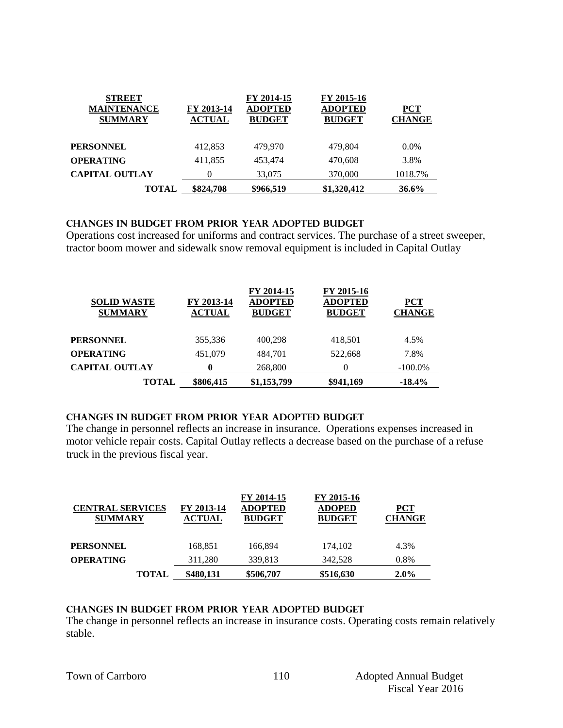| STREET MAINTENANCE SUMMARY | FY 2013-14 ACTUAL | FY 2014-15 ADOPTED BUDGET | FY 2015-16 ADOPTED BUDGET | PCT CHANGE |
|---|---|---|---|---|
| **PERSONNEL** | 412,853 | 479,970 | 479,804 | 0.0% |
| **OPERATING** | 411,855 | 453,474 | 470,608 | 3.8% |
| **CAPITAL OUTLAY** | 0 | 33,075 | 370,000 | 1018.7% |
| **TOTAL** | **\$824,708** | **\$966,519** | **\$1,320,412** | **36.6%** |

### CHANGES IN BUDGET FROM PRIOR YEAR ADOPTED BUDGET

Operations cost increased for uniforms and contract services. The purchase of a street sweeper, tractor boom mower and sidewalk snow removal equipment is included in Capital Outlay

| SOLID WASTE SUMMARY | FY 2013-14 ACTUAL | FY 2014-15 ADOPTED BUDGET | FY 2015-16 ADOPTED BUDGET | PCT CHANGE |
|---|---|---|---|---|
| **PERSONNEL** | 355,336 | 400,298 | 418,501 | 4.5% |
| **OPERATING** | 451,079 | 484,701 | 522,668 | 7.8% |
| **CAPITAL OUTLAY** | **0** | 268,800 | 0 | -100.0% |
| **TOTAL** | **\$806,415** | **\$1,153,799** | **\$941,169** | **-18.4%** |

### CHANGES IN BUDGET FROM PRIOR YEAR ADOPTED BUDGET

The change in personnel reflects an increase in insurance. Operations expenses increased in motor vehicle repair costs. Capital Outlay reflects a decrease based on the purchase of a refuse truck in the previous fiscal year.

| CENTRAL SERVICES SUMMARY | FY 2013-14 ACTUAL | FY 2014-15 ADOPTED BUDGET | FY 2015-16 ADOPED BUDGET | PCT CHANGE |
|---|---|---|---|---|
| **PERSONNEL** | 168,851 | 166,894 | 174,102 | 4.3% |
| **OPERATING** | 311,280 | 339,813 | 342,528 | 0.8% |
| **TOTAL** | **\$480,131** | **\$506,707** | **\$516,630** | **2.0%** |

### CHANGES IN BUDGET FROM PRIOR YEAR ADOPTED BUDGET

The change in personnel reflects an increase in insurance costs. Operating costs remain relatively stable.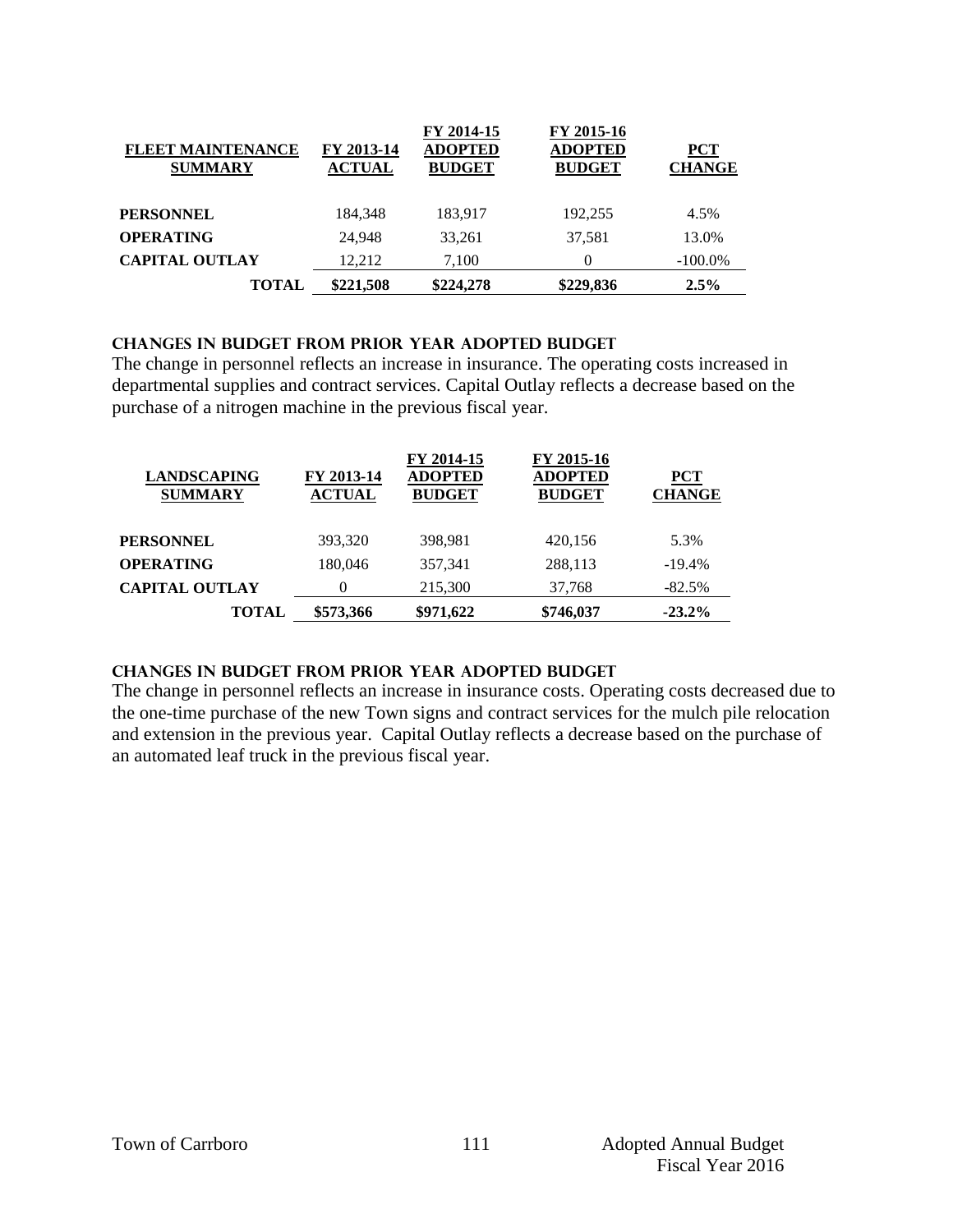| FLEET MAINTENANCE SUMMARY | FY 2013-14 ACTUAL | FY 2014-15 ADOPTED BUDGET | FY 2015-16 ADOPTED BUDGET | PCT CHANGE |
|---|---|---|---|---|
| **PERSONNEL** | 184,348 | 183,917 | 192,255 | 4.5% |
| **OPERATING** | 24,948 | 33,261 | 37,581 | 13.0% |
| **CAPITAL OUTLAY** | 12,212 | 7,100 | 0 | -100.0% |
| **TOTAL** | **\$221,508** | **\$224,278** | **\$229,836** | **2.5%** |

### CHANGES IN BUDGET FROM PRIOR YEAR ADOPTED BUDGET

The change in personnel reflects an increase in insurance. The operating costs increased in departmental supplies and contract services. Capital Outlay reflects a decrease based on the purchase of a nitrogen machine in the previous fiscal year.

| LANDSCAPING SUMMARY | FY 2013-14 ACTUAL | FY 2014-15 ADOPTED BUDGET | FY 2015-16 ADOPTED BUDGET | PCT CHANGE |
|---|---|---|---|---|
| **PERSONNEL** | 393,320 | 398,981 | 420,156 | 5.3% |
| **OPERATING** | 180,046 | 357,341 | 288,113 | -19.4% |
| **CAPITAL OUTLAY** | 0 | 215,300 | 37,768 | -82.5% |
| **TOTAL** | **\$573,366** | **\$971,622** | **\$746,037** | **-23.2%** |

### CHANGES IN BUDGET FROM PRIOR YEAR ADOPTED BUDGET

The change in personnel reflects an increase in insurance costs. Operating costs decreased due to the one-time purchase of the new Town signs and contract services for the mulch pile relocation and extension in the previous year. Capital Outlay reflects a decrease based on the purchase of an automated leaf truck in the previous fiscal year.